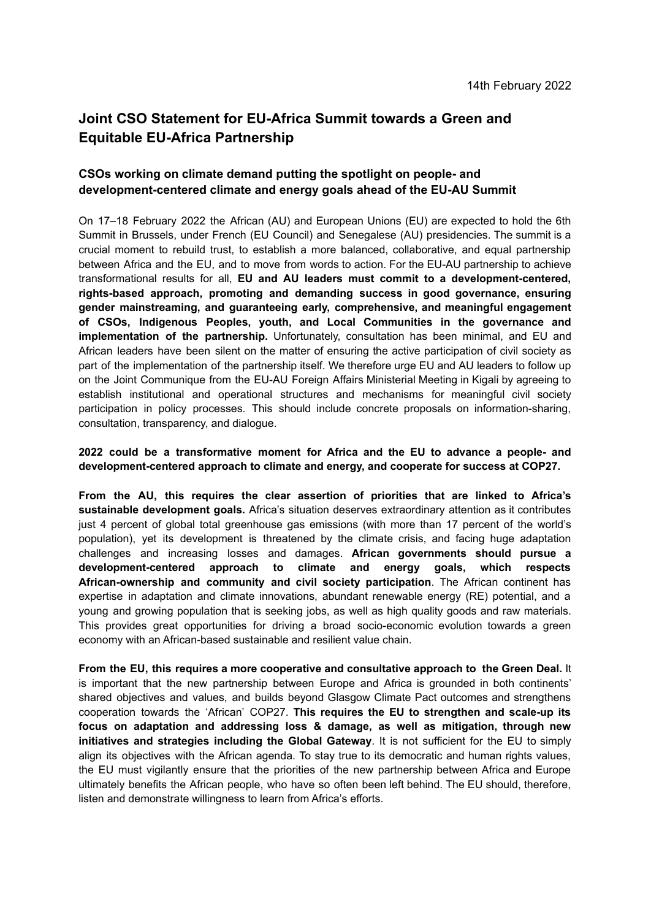14th February 2022

# Joint CSO Statement for EU-Africa Summit towards a Green and Equitable EU-Africa Partnership

## CSOs working on climate demand putting the spotlight on people- and development-centered climate and energy goals ahead of the EU-AU Summit

On 17–18 February 2022 the African (AU) and European Unions (EU) are expected to hold the 6th Summit in Brussels, under French (EU Council) and Senegalese (AU) presidencies. The summit is a crucial moment to rebuild trust, to establish a more balanced, collaborative, and equal partnership between Africa and the EU, and to move from words to action. For the EU-AU partnership to achieve transformational results for all, **EU and AU leaders must commit to a development-centered, rights-based approach, promoting and demanding success in good governance, ensuring gender mainstreaming, and guaranteeing early, comprehensive, and meaningful engagement of CSOs, Indigenous Peoples, youth, and Local Communities in the governance and implementation of the partnership.** Unfortunately, consultation has been minimal, and EU and African leaders have been silent on the matter of ensuring the active participation of civil society as part of the implementation of the partnership itself. We therefore urge EU and AU leaders to follow up on the Joint Communique from the EU-AU Foreign Affairs Ministerial Meeting in Kigali by agreeing to establish institutional and operational structures and mechanisms for meaningful civil society participation in policy processes. This should include concrete proposals on information-sharing, consultation, transparency, and dialogue.

**2022 could be a transformative moment for Africa and the EU to advance a people- and development-centered approach to climate and energy, and cooperate for success at COP27.**

**From the AU, this requires the clear assertion of priorities that are linked to Africa's sustainable development goals.** Africa's situation deserves extraordinary attention as it contributes just 4 percent of global total greenhouse gas emissions (with more than 17 percent of the world's population), yet its development is threatened by the climate crisis, and facing huge adaptation challenges and increasing losses and damages. **African governments should pursue a development-centered approach to climate and energy goals, which respects African-ownership and community and civil society participation**. The African continent has expertise in adaptation and climate innovations, abundant renewable energy (RE) potential, and a young and growing population that is seeking jobs, as well as high quality goods and raw materials. This provides great opportunities for driving a broad socio-economic evolution towards a green economy with an African-based sustainable and resilient value chain.

**From the EU, this requires a more cooperative and consultative approach to the Green Deal.** It is important that the new partnership between Europe and Africa is grounded in both continents' shared objectives and values, and builds beyond Glasgow Climate Pact outcomes and strengthens cooperation towards the 'African' COP27. **This requires the EU to strengthen and scale-up its focus on adaptation and addressing loss & damage, as well as mitigation, through new initiatives and strategies including the Global Gateway**. It is not sufficient for the EU to simply align its objectives with the African agenda. To stay true to its democratic and human rights values, the EU must vigilantly ensure that the priorities of the new partnership between Africa and Europe ultimately benefits the African people, who have so often been left behind. The EU should, therefore, listen and demonstrate willingness to learn from Africa's efforts.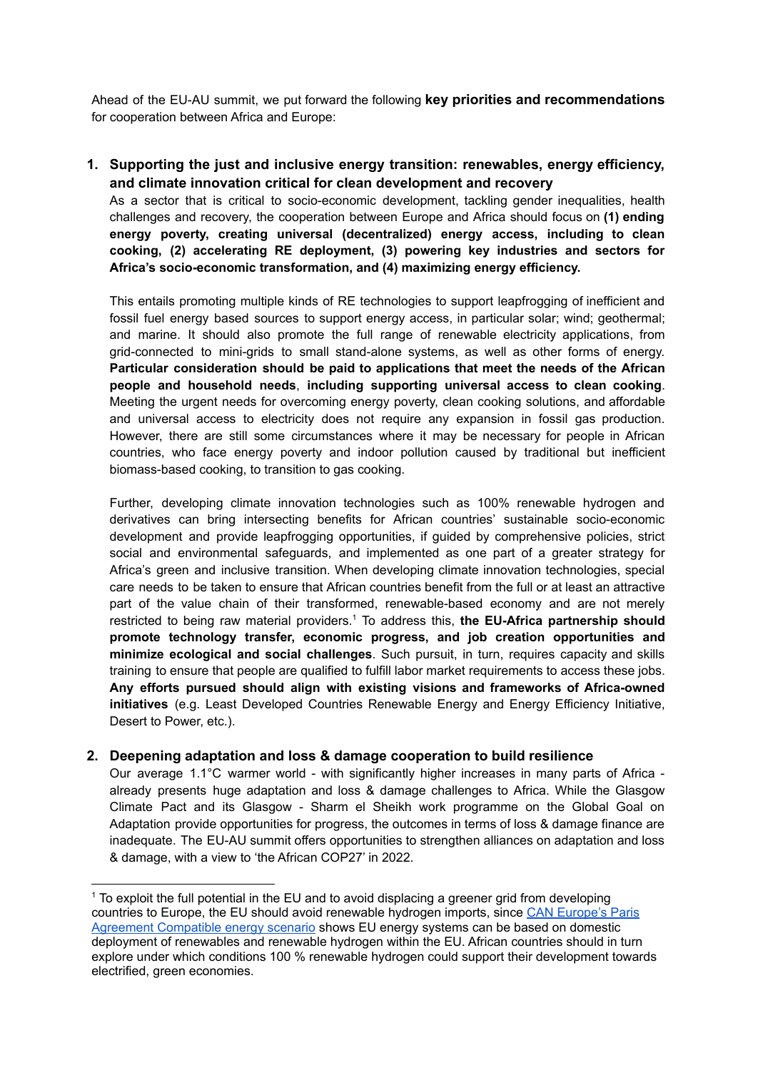Ahead of the EU-AU summit, we put forward the following **key priorities and recommendations** for cooperation between Africa and Europe:

1. **Supporting the just and inclusive energy transition: renewables, energy efficiency, and climate innovation critical for clean development and recovery**

   As a sector that is critical to socio-economic development, tackling gender inequalities, health challenges and recovery, the cooperation between Europe and Africa should focus on **(1) ending energy poverty, creating universal (decentralized) energy access, including to clean cooking, (2) accelerating RE deployment, (3) powering key industries and sectors for Africa's socio-economic transformation, and (4) maximizing energy efficiency.**

   This entails promoting multiple kinds of RE technologies to support leapfrogging of inefficient and fossil fuel energy based sources to support energy access, in particular solar; wind; geothermal; and marine. It should also promote the full range of renewable electricity applications, from grid-connected to mini-grids to small stand-alone systems, as well as other forms of energy. **Particular consideration should be paid to applications that meet the needs of the African people and household needs**, **including supporting universal access to clean cooking**. Meeting the urgent needs for overcoming energy poverty, clean cooking solutions, and affordable and universal access to electricity does not require any expansion in fossil gas production. However, there are still some circumstances where it may be necessary for people in African countries, who face energy poverty and indoor pollution caused by traditional but inefficient biomass-based cooking, to transition to gas cooking.

   Further, developing climate innovation technologies such as 100% renewable hydrogen and derivatives can bring intersecting benefits for African countries' sustainable socio-economic development and provide leapfrogging opportunities, if guided by comprehensive policies, strict social and environmental safeguards, and implemented as one part of a greater strategy for Africa's green and inclusive transition. When developing climate innovation technologies, special care needs to be taken to ensure that African countries benefit from the full or at least an attractive part of the value chain of their transformed, renewable-based economy and are not merely restricted to being raw material providers.[1] To address this, **the EU-Africa partnership should promote technology transfer, economic progress, and job creation opportunities and minimize ecological and social challenges**. Such pursuit, in turn, requires capacity and skills training to ensure that people are qualified to fulfill labor market requirements to access these jobs. **Any efforts pursued should align with existing visions and frameworks of Africa-owned initiatives** (e.g. Least Developed Countries Renewable Energy and Energy Efficiency Initiative, Desert to Power, etc.).

2. **Deepening adaptation and loss & damage cooperation to build resilience**

   Our average 1.1°C warmer world - with significantly higher increases in many parts of Africa - already presents huge adaptation and loss & damage challenges to Africa. While the Glasgow Climate Pact and its Glasgow - Sharm el Sheikh work programme on the Global Goal on Adaptation provide opportunities for progress, the outcomes in terms of loss & damage finance are inadequate. The EU-AU summit offers opportunities to strengthen alliances on adaptation and loss & damage, with a view to 'the African COP27' in 2022.

---

[1] To exploit the full potential in the EU and to avoid displacing a greener grid from developing countries to Europe, the EU should avoid renewable hydrogen imports, since CAN Europe's Paris Agreement Compatible energy scenario shows EU energy systems can be based on domestic deployment of renewables and renewable hydrogen within the EU. African countries should in turn explore under which conditions 100 % renewable hydrogen could support their development towards electrified, green economies.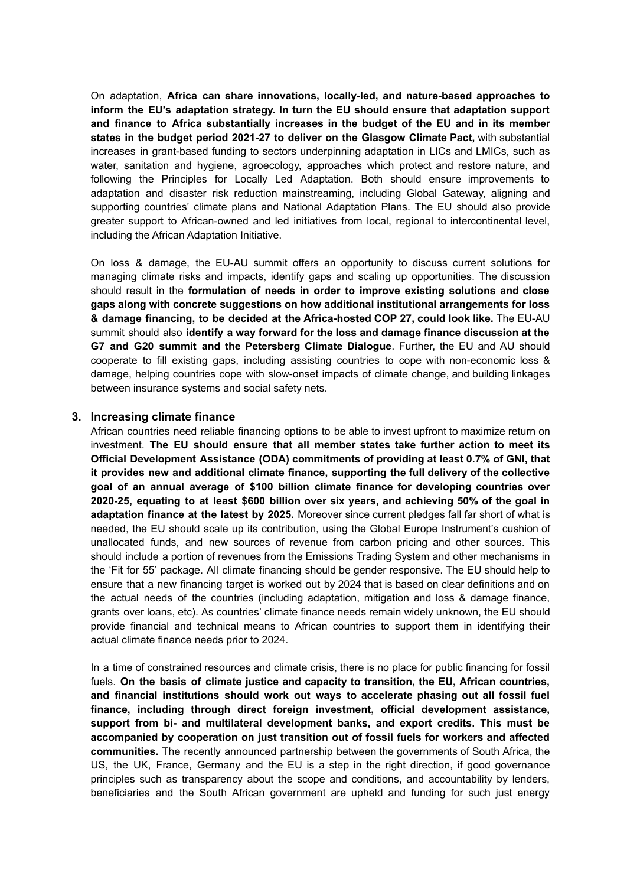On adaptation, **Africa can share innovations, locally-led, and nature-based approaches to inform the EU's adaptation strategy. In turn the EU should ensure that adaptation support and finance to Africa substantially increases in the budget of the EU and in its member states in the budget period 2021-27 to deliver on the Glasgow Climate Pact,** with substantial increases in grant-based funding to sectors underpinning adaptation in LICs and LMICs, such as water, sanitation and hygiene, agroecology, approaches which protect and restore nature, and following the Principles for Locally Led Adaptation. Both should ensure improvements to adaptation and disaster risk reduction mainstreaming, including Global Gateway, aligning and supporting countries' climate plans and National Adaptation Plans. The EU should also provide greater support to African-owned and led initiatives from local, regional to intercontinental level, including the African Adaptation Initiative.

On loss & damage, the EU-AU summit offers an opportunity to discuss current solutions for managing climate risks and impacts, identify gaps and scaling up opportunities. The discussion should result in the **formulation of needs in order to improve existing solutions and close gaps along with concrete suggestions on how additional institutional arrangements for loss & damage financing, to be decided at the Africa-hosted COP 27, could look like.** The EU-AU summit should also **identify a way forward for the loss and damage finance discussion at the G7 and G20 summit and the Petersberg Climate Dialogue**. Further, the EU and AU should cooperate to fill existing gaps, including assisting countries to cope with non-economic loss & damage, helping countries cope with slow-onset impacts of climate change, and building linkages between insurance systems and social safety nets.

### 3. Increasing climate finance

African countries need reliable financing options to be able to invest upfront to maximize return on investment. **The EU should ensure that all member states take further action to meet its Official Development Assistance (ODA) commitments of providing at least 0.7% of GNI, that it provides new and additional climate finance, supporting the full delivery of the collective goal of an annual average of $100 billion climate finance for developing countries over 2020-25, equating to at least $600 billion over six years, and achieving 50% of the goal in adaptation finance at the latest by 2025.** Moreover since current pledges fall far short of what is needed, the EU should scale up its contribution, using the Global Europe Instrument's cushion of unallocated funds, and new sources of revenue from carbon pricing and other sources. This should include a portion of revenues from the Emissions Trading System and other mechanisms in the 'Fit for 55' package. All climate financing should be gender responsive. The EU should help to ensure that a new financing target is worked out by 2024 that is based on clear definitions and on the actual needs of the countries (including adaptation, mitigation and loss & damage finance, grants over loans, etc). As countries' climate finance needs remain widely unknown, the EU should provide financial and technical means to African countries to support them in identifying their actual climate finance needs prior to 2024.

In a time of constrained resources and climate crisis, there is no place for public financing for fossil fuels. **On the basis of climate justice and capacity to transition, the EU, African countries, and financial institutions should work out ways to accelerate phasing out all fossil fuel finance, including through direct foreign investment, official development assistance, support from bi- and multilateral development banks, and export credits. This must be accompanied by cooperation on just transition out of fossil fuels for workers and affected communities.** The recently announced partnership between the governments of South Africa, the US, the UK, France, Germany and the EU is a step in the right direction, if good governance principles such as transparency about the scope and conditions, and accountability by lenders, beneficiaries and the South African government are upheld and funding for such just energy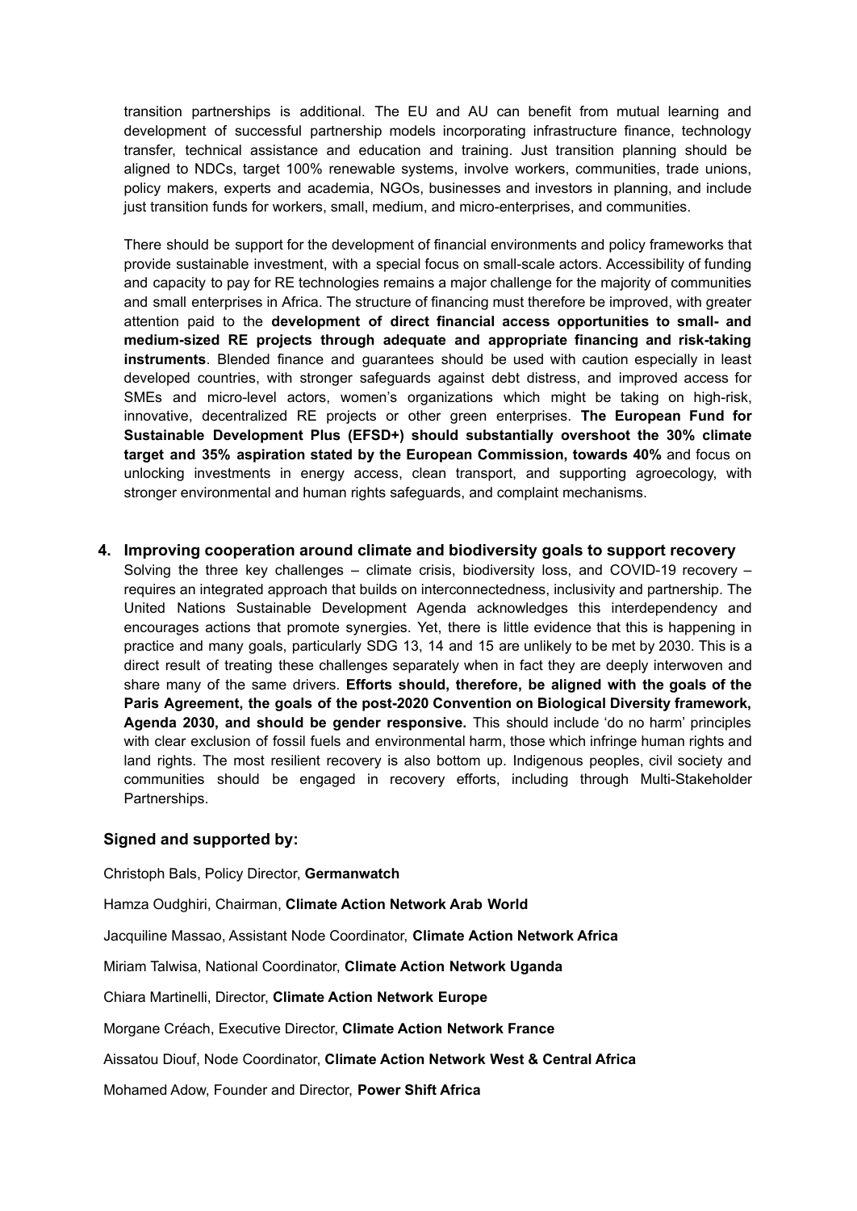transition partnerships is additional. The EU and AU can benefit from mutual learning and development of successful partnership models incorporating infrastructure finance, technology transfer, technical assistance and education and training. Just transition planning should be aligned to NDCs, target 100% renewable systems, involve workers, communities, trade unions, policy makers, experts and academia, NGOs, businesses and investors in planning, and include just transition funds for workers, small, medium, and micro-enterprises, and communities.

There should be support for the development of financial environments and policy frameworks that provide sustainable investment, with a special focus on small-scale actors. Accessibility of funding and capacity to pay for RE technologies remains a major challenge for the majority of communities and small enterprises in Africa. The structure of financing must therefore be improved, with greater attention paid to the **development of direct financial access opportunities to small- and medium-sized RE projects through adequate and appropriate financing and risk-taking instruments**. Blended finance and guarantees should be used with caution especially in least developed countries, with stronger safeguards against debt distress, and improved access for SMEs and micro-level actors, women's organizations which might be taking on high-risk, innovative, decentralized RE projects or other green enterprises. **The European Fund for Sustainable Development Plus (EFSD+) should substantially overshoot the 30% climate target and 35% aspiration stated by the European Commission, towards 40%** and focus on unlocking investments in energy access, clean transport, and supporting agroecology, with stronger environmental and human rights safeguards, and complaint mechanisms.

4. **Improving cooperation around climate and biodiversity goals to support recovery**

   Solving the three key challenges – climate crisis, biodiversity loss, and COVID-19 recovery – requires an integrated approach that builds on interconnectedness, inclusivity and partnership. The United Nations Sustainable Development Agenda acknowledges this interdependency and encourages actions that promote synergies. Yet, there is little evidence that this is happening in practice and many goals, particularly SDG 13, 14 and 15 are unlikely to be met by 2030. This is a direct result of treating these challenges separately when in fact they are deeply interwoven and share many of the same drivers. **Efforts should, therefore, be aligned with the goals of the Paris Agreement, the goals of the post-2020 Convention on Biological Diversity framework, Agenda 2030, and should be gender responsive.** This should include 'do no harm' principles with clear exclusion of fossil fuels and environmental harm, those which infringe human rights and land rights. The most resilient recovery is also bottom up. Indigenous peoples, civil society and communities should be engaged in recovery efforts, including through Multi-Stakeholder Partnerships.

**Signed and supported by:**

Christoph Bals, Policy Director, **Germanwatch**

Hamza Oudghiri, Chairman, **Climate Action Network Arab World**

Jacquiline Massao, Assistant Node Coordinator, **Climate Action Network Africa**

Miriam Talwisa, National Coordinator, **Climate Action Network Uganda**

Chiara Martinelli, Director, **Climate Action Network Europe**

Morgane Créach, Executive Director, **Climate Action Network France**

Aissatou Diouf, Node Coordinator, **Climate Action Network West & Central Africa**

Mohamed Adow, Founder and Director, **Power Shift Africa**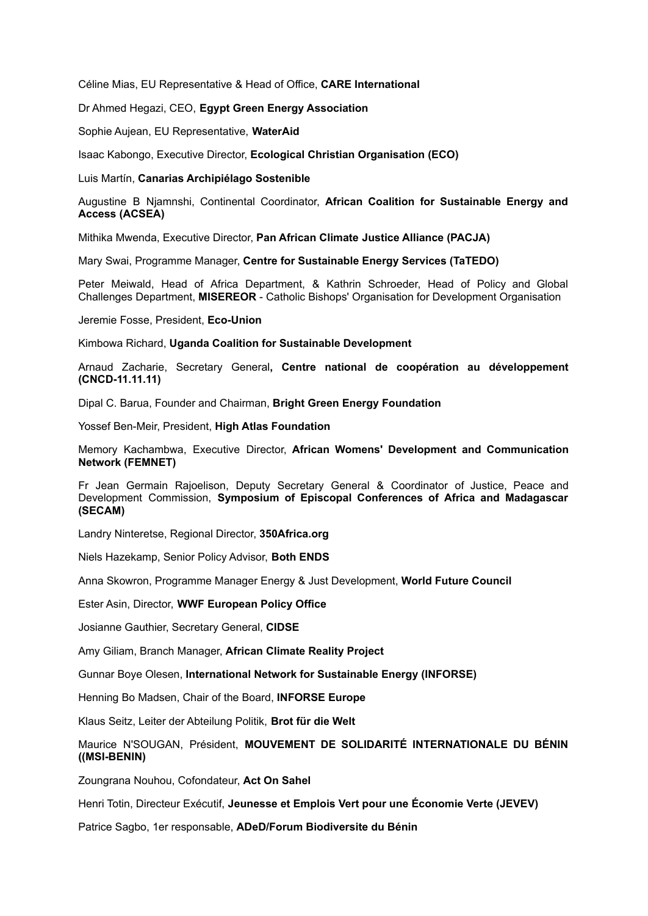Céline Mias, EU Representative & Head of Office, **CARE International**

Dr Ahmed Hegazi, CEO, **Egypt Green Energy Association**

Sophie Aujean, EU Representative, **WaterAid**

Isaac Kabongo, Executive Director, **Ecological Christian Organisation (ECO)**

Luis Martín, **Canarias Archipiélago Sostenible**

Augustine B Njamnshi, Continental Coordinator, **African Coalition for Sustainable Energy and Access (ACSEA)**

Mithika Mwenda, Executive Director, **Pan African Climate Justice Alliance (PACJA)**

Mary Swai, Programme Manager, **Centre for Sustainable Energy Services (TaTEDO)**

Peter Meiwald, Head of Africa Department, & Kathrin Schroeder, Head of Policy and Global Challenges Department, **MISEREOR** - Catholic Bishops' Organisation for Development Organisation

Jeremie Fosse, President, **Eco-Union**

Kimbowa Richard, **Uganda Coalition for Sustainable Development**

Arnaud Zacharie, Secretary General**, Centre national de coopération au développement (CNCD-11.11.11)**

Dipal C. Barua, Founder and Chairman, **Bright Green Energy Foundation**

Yossef Ben-Meir, President, **High Atlas Foundation**

Memory Kachambwa, Executive Director, **African Womens' Development and Communication Network (FEMNET)**

Fr Jean Germain Rajoelison, Deputy Secretary General & Coordinator of Justice, Peace and Development Commission, **Symposium of Episcopal Conferences of Africa and Madagascar (SECAM)**

Landry Ninteretse, Regional Director, **350Africa.org**

Niels Hazekamp, Senior Policy Advisor, **Both ENDS**

Anna Skowron, Programme Manager Energy & Just Development, **World Future Council**

Ester Asin, Director, **WWF European Policy Office**

Josianne Gauthier, Secretary General, **CIDSE**

Amy Giliam, Branch Manager, **African Climate Reality Project**

Gunnar Boye Olesen, **International Network for Sustainable Energy (INFORSE)**

Henning Bo Madsen, Chair of the Board, **INFORSE Europe**

Klaus Seitz, Leiter der Abteilung Politik, **Brot für die Welt**

Maurice N'SOUGAN, Président, **MOUVEMENT DE SOLIDARITÉ INTERNATIONALE DU BÉNIN ((MSI-BENIN)**

Zoungrana Nouhou, Cofondateur, **Act On Sahel**

Henri Totin, Directeur Exécutif, **Jeunesse et Emplois Vert pour une Économie Verte (JEVEV)**

Patrice Sagbo, 1er responsable, **ADeD/Forum Biodiversite du Bénin**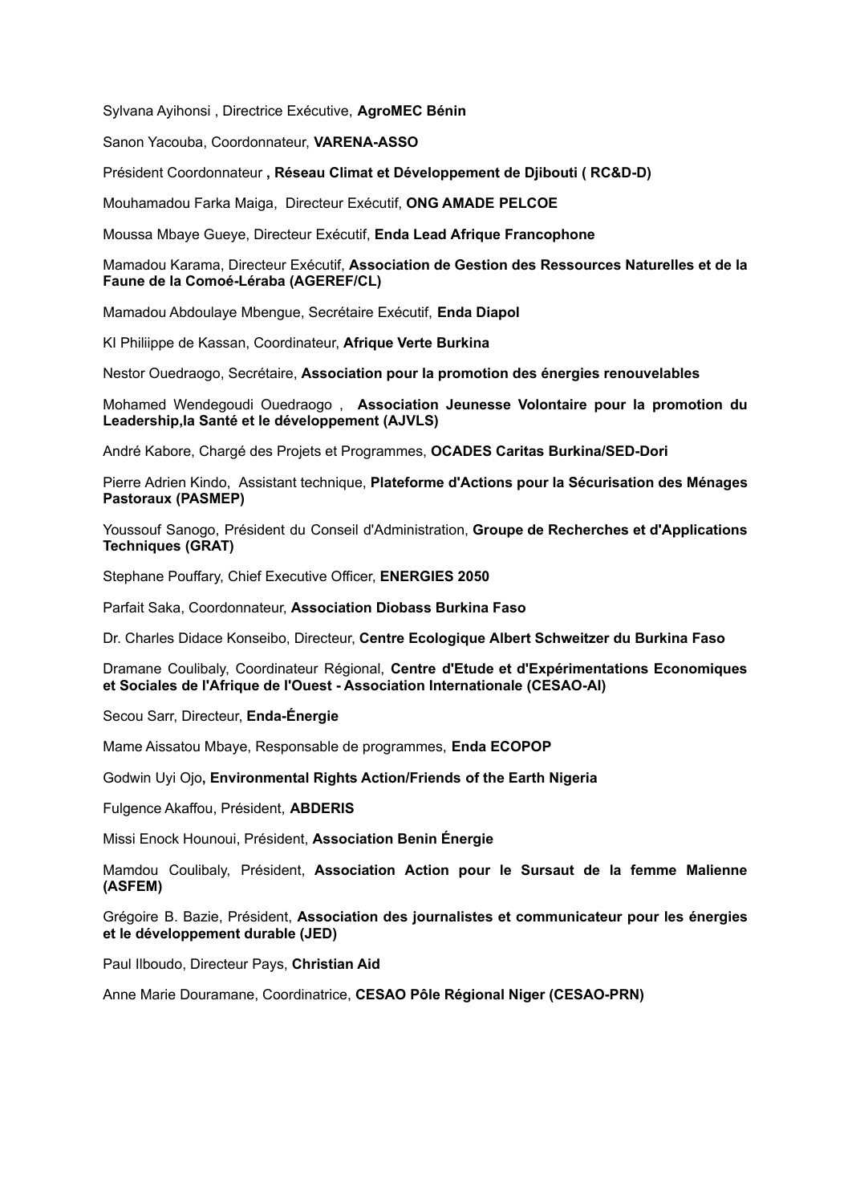Sylvana Ayihonsi , Directrice Exécutive, **AgroMEC Bénin**

Sanon Yacouba, Coordonnateur, **VARENA-ASSO**

Président Coordonnateur **, Réseau Climat et Développement de Djibouti ( RC&D-D)**

Mouhamadou Farka Maiga, Directeur Exécutif, **ONG AMADE PELCOE**

Moussa Mbaye Gueye, Directeur Exécutif, **Enda Lead Afrique Francophone**

Mamadou Karama, Directeur Exécutif, **Association de Gestion des Ressources Naturelles et de la Faune de la Comoé-Léraba (AGEREF/CL)**

Mamadou Abdoulaye Mbengue, Secrétaire Exécutif, **Enda Diapol**

KI Philiippe de Kassan, Coordinateur, **Afrique Verte Burkina**

Nestor Ouedraogo, Secrétaire, **Association pour la promotion des énergies renouvelables**

Mohamed Wendegoudi Ouedraogo , **Association Jeunesse Volontaire pour la promotion du Leadership,la Santé et le développement (AJVLS)**

André Kabore, Chargé des Projets et Programmes, **OCADES Caritas Burkina/SED-Dori**

Pierre Adrien Kindo, Assistant technique, **Plateforme d'Actions pour la Sécurisation des Ménages Pastoraux (PASMEP)**

Youssouf Sanogo, Président du Conseil d'Administration, **Groupe de Recherches et d'Applications Techniques (GRAT)**

Stephane Pouffary, Chief Executive Officer, **ENERGIES 2050**

Parfait Saka, Coordonnateur, **Association Diobass Burkina Faso**

Dr. Charles Didace Konseibo, Directeur, **Centre Ecologique Albert Schweitzer du Burkina Faso**

Dramane Coulibaly, Coordinateur Régional, **Centre d'Etude et d'Expérimentations Economiques et Sociales de l'Afrique de l'Ouest - Association Internationale (CESAO-AI)**

Secou Sarr, Directeur, **Enda-Énergie**

Mame Aissatou Mbaye, Responsable de programmes, **Enda ECOPOP**

Godwin Uyi Ojo**, Environmental Rights Action/Friends of the Earth Nigeria**

Fulgence Akaffou, Président, **ABDERIS**

Missi Enock Hounoui, Président, **Association Benin Énergie**

Mamdou Coulibaly, Président, **Association Action pour le Sursaut de la femme Malienne (ASFEM)**

Grégoire B. Bazie, Président, **Association des journalistes et communicateur pour les énergies et le développement durable (JED)**

Paul Ilboudo, Directeur Pays, **Christian Aid**

Anne Marie Douramane, Coordinatrice, **CESAO Pôle Régional Niger (CESAO-PRN)**